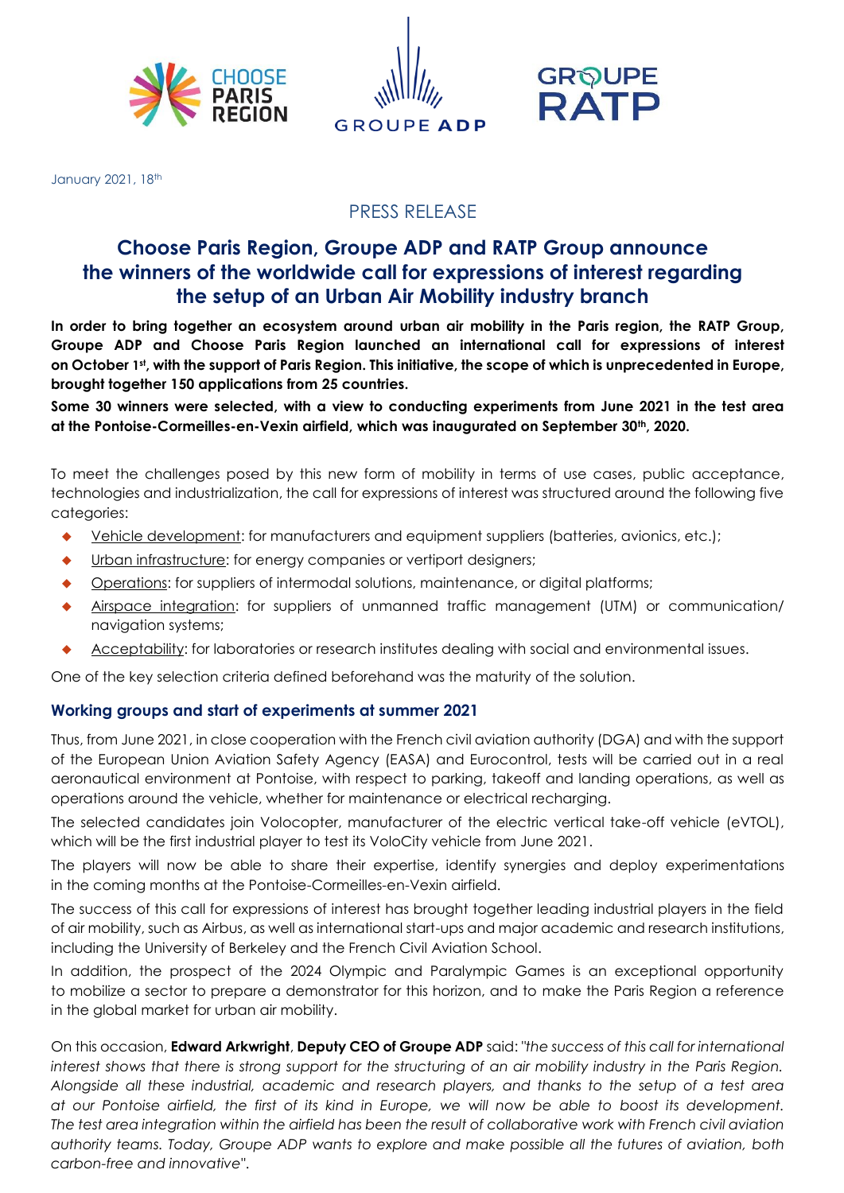CHOOSE PARIS REGION

GROUPE ADP

GROUPE RATP

January 2021, 18th

PRESS RELEASE

# Choose Paris Region, Groupe ADP and RATP Group announce the winners of the worldwide call for expressions of interest regarding the setup of an Urban Air Mobility industry branch

**In order to bring together an ecosystem around urban air mobility in the Paris region, the RATP Group, Groupe ADP and Choose Paris Region launched an international call for expressions of interest on October 1st, with the support of Paris Region. This initiative, the scope of which is unprecedented in Europe, brought together 150 applications from 25 countries.**

**Some 30 winners were selected, with a view to conducting experiments from June 2021 in the test area at the Pontoise-Cormeilles-en-Vexin airfield, which was inaugurated on September 30th, 2020.**

To meet the challenges posed by this new form of mobility in terms of use cases, public acceptance, technologies and industrialization, the call for expressions of interest was structured around the following five categories:

- Vehicle development: for manufacturers and equipment suppliers (batteries, avionics, etc.);
- Urban infrastructure: for energy companies or vertiport designers;
- Operations: for suppliers of intermodal solutions, maintenance, or digital platforms;
- Airspace integration: for suppliers of unmanned traffic management (UTM) or communication/ navigation systems;
- Acceptability: for laboratories or research institutes dealing with social and environmental issues.

One of the key selection criteria defined beforehand was the maturity of the solution.

## Working groups and start of experiments at summer 2021

Thus, from June 2021, in close cooperation with the French civil aviation authority (DGA) and with the support of the European Union Aviation Safety Agency (EASA) and Eurocontrol, tests will be carried out in a real aeronautical environment at Pontoise, with respect to parking, takeoff and landing operations, as well as operations around the vehicle, whether for maintenance or electrical recharging.

The selected candidates join Volocopter, manufacturer of the electric vertical take-off vehicle (eVTOL), which will be the first industrial player to test its VoloCity vehicle from June 2021.

The players will now be able to share their expertise, identify synergies and deploy experimentations in the coming months at the Pontoise-Cormeilles-en-Vexin airfield.

The success of this call for expressions of interest has brought together leading industrial players in the field of air mobility, such as Airbus, as well as international start-ups and major academic and research institutions, including the University of Berkeley and the French Civil Aviation School.

In addition, the prospect of the 2024 Olympic and Paralympic Games is an exceptional opportunity to mobilize a sector to prepare a demonstrator for this horizon, and to make the Paris Region a reference in the global market for urban air mobility.

On this occasion, **Edward Arkwright**, **Deputy CEO of Groupe ADP** said: "*the success of this call for international interest shows that there is strong support for the structuring of an air mobility industry in the Paris Region. Alongside all these industrial, academic and research players, and thanks to the setup of a test area at our Pontoise airfield, the first of its kind in Europe, we will now be able to boost its development. The test area integration within the airfield has been the result of collaborative work with French civil aviation authority teams. Today, Groupe ADP wants to explore and make possible all the futures of aviation, both carbon-free and innovative*".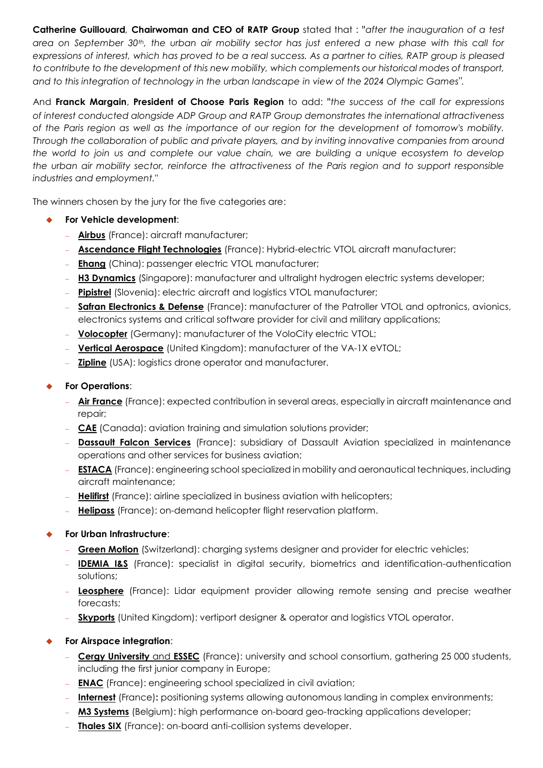**Catherine Guillouard**, **Chairwoman and CEO of RATP Group** stated that : "*after the inauguration of a test area on September 30th, the urban air mobility sector has just entered a new phase with this call for expressions of interest, which has proved to be a real success. As a partner to cities, RATP group is pleased to contribute to the development of this new mobility, which complements our historical modes of transport, and to this integration of technology in the urban landscape in view of the 2024 Olympic Games*".

And **Franck Margain**, **President of Choose Paris Region** to add: "*the success of the call for expressions of interest conducted alongside ADP Group and RATP Group demonstrates the international attractiveness of the Paris region as well as the importance of our region for the development of tomorrow's mobility. Through the collaboration of public and private players, and by inviting innovative companies from around the world to join us and complete our value chain, we are building a unique ecosystem to develop the urban air mobility sector, reinforce the attractiveness of the Paris region and to support responsible industries and employment.*"

The winners chosen by the jury for the five categories are:

- **For Vehicle development**:
  - **Airbus** (France): aircraft manufacturer;
  - **Ascendance Flight Technologies** (France): Hybrid-electric VTOL aircraft manufacturer;
  - **Ehang** (China): passenger electric VTOL manufacturer;
  - **H3 Dynamics** (Singapore): manufacturer and ultralight hydrogen electric systems developer;
  - **Pipistrel** (Slovenia): electric aircraft and logistics VTOL manufacturer;
  - **Safran Electronics & Defense** (France): manufacturer of the Patroller VTOL and optronics, avionics, electronics systems and critical software provider for civil and military applications;
  - **Volocopter** (Germany): manufacturer of the VoloCity electric VTOL;
  - **Vertical Aerospace** (United Kingdom): manufacturer of the VA-1X eVTOL;
  - **Zipline** (USA): logistics drone operator and manufacturer.

- **For Operations**:
  - **Air France** (France): expected contribution in several areas, especially in aircraft maintenance and repair;
  - **CAE** (Canada): aviation training and simulation solutions provider;
  - **Dassault Falcon Services** (France): subsidiary of Dassault Aviation specialized in maintenance operations and other services for business aviation;
  - **ESTACA** (France): engineering school specialized in mobility and aeronautical techniques, including aircraft maintenance;
  - **Helifirst** (France): airline specialized in business aviation with helicopters;
  - **Helipass** (France): on-demand helicopter flight reservation platform.

- **For Urban Infrastructure**:
  - **Green Motion** (Switzerland): charging systems designer and provider for electric vehicles;
  - **IDEMIA I&S** (France): specialist in digital security, biometrics and identification-authentication solutions;
  - **Leosphere** (France): Lidar equipment provider allowing remote sensing and precise weather forecasts;
  - **Skyports** (United Kingdom): vertiport designer & operator and logistics VTOL operator.

- **For Airspace integration**:
  - **Cergy University** and **ESSEC** (France): university and school consortium, gathering 25 000 students, including the first junior company in Europe;
  - **ENAC** (France): engineering school specialized in civil aviation;
  - **Internest** (France)**:** positioning systems allowing autonomous landing in complex environments;
  - **M3 Systems** (Belgium): high performance on-board geo-tracking applications developer;
  - **Thales SIX** (France): on-board anti-collision systems developer.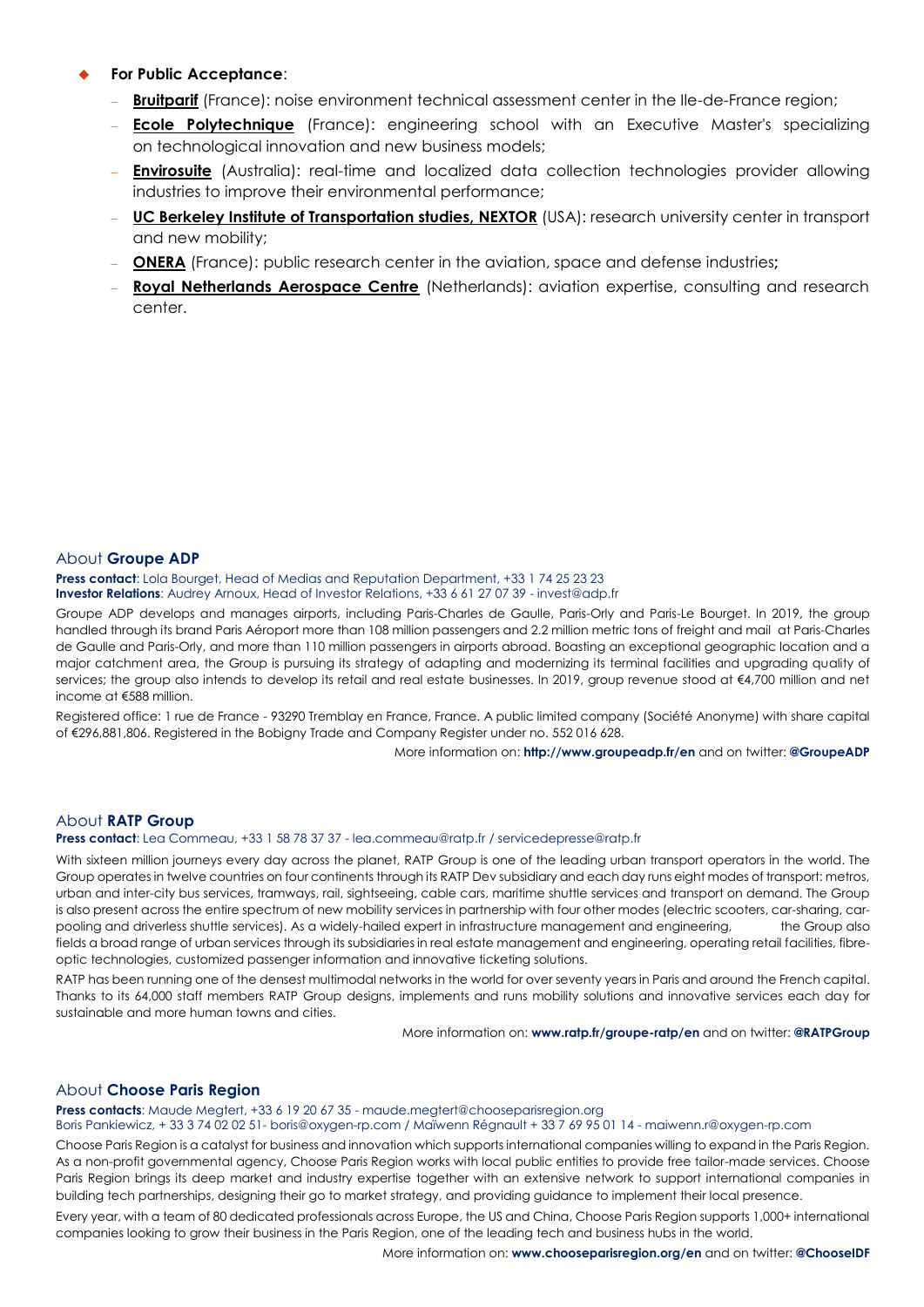- **For Public Acceptance**:
  - **Bruitparif** (France): noise environment technical assessment center in the Ile-de-France region;
  - **Ecole Polytechnique** (France): engineering school with an Executive Master's specializing on technological innovation and new business models;
  - **Envirosuite** (Australia): real-time and localized data collection technologies provider allowing industries to improve their environmental performance;
  - **UC Berkeley Institute of Transportation studies, NEXTOR** (USA): research university center in transport and new mobility;
  - **ONERA** (France): public research center in the aviation, space and defense industries**;**
  - **Royal Netherlands Aerospace Centre** (Netherlands): aviation expertise, consulting and research center.

## About **Groupe ADP**

**Press contact**: Lola Bourget, Head of Medias and Reputation Department, +33 1 74 25 23 23
**Investor Relations**: Audrey Arnoux, Head of Investor Relations, +33 6 61 27 07 39 - invest@adp.fr

Groupe ADP develops and manages airports, including Paris-Charles de Gaulle, Paris-Orly and Paris-Le Bourget. In 2019, the group handled through its brand Paris Aéroport more than 108 million passengers and 2.2 million metric tons of freight and mail at Paris-Charles de Gaulle and Paris-Orly, and more than 110 million passengers in airports abroad. Boasting an exceptional geographic location and a major catchment area, the Group is pursuing its strategy of adapting and modernizing its terminal facilities and upgrading quality of services; the group also intends to develop its retail and real estate businesses. In 2019, group revenue stood at €4,700 million and net income at €588 million.

Registered office: 1 rue de France - 93290 Tremblay en France, France. A public limited company (Société Anonyme) with share capital of €296,881,806. Registered in the Bobigny Trade and Company Register under no. 552 016 628.

More information on: **http://www.groupeadp.fr/en** and on twitter: **@GroupeADP**

## About **RATP Group**

**Press contact**: Lea Commeau, +33 1 58 78 37 37 - lea.commeau@ratp.fr / servicedepresse@ratp.fr

With sixteen million journeys every day across the planet, RATP Group is one of the leading urban transport operators in the world. The Group operates in twelve countries on four continents through its RATP Dev subsidiary and each day runs eight modes of transport: metros, urban and inter-city bus services, tramways, rail, sightseeing, cable cars, maritime shuttle services and transport on demand. The Group is also present across the entire spectrum of new mobility services in partnership with four other modes (electric scooters, car-sharing, car-pooling and driverless shuttle services). As a widely-hailed expert in infrastructure management and engineering, the Group also fields a broad range of urban services through its subsidiaries in real estate management and engineering, operating retail facilities, fibre-optic technologies, customized passenger information and innovative ticketing solutions.

RATP has been running one of the densest multimodal networks in the world for over seventy years in Paris and around the French capital. Thanks to its 64,000 staff members RATP Group designs, implements and runs mobility solutions and innovative services each day for sustainable and more human towns and cities.

More information on: **www.ratp.fr/groupe-ratp/en** and on twitter: **@RATPGroup**

## About **Choose Paris Region**

**Press contacts**: Maude Megtert, +33 6 19 20 67 35 - maude.megtert@chooseparisregion.org
Boris Pankiewicz, + 33 3 74 02 02 51- boris@oxygen-rp.com / Maïwenn Régnault + 33 7 69 95 01 14 - maiwenn.r@oxygen-rp.com

Choose Paris Region is a catalyst for business and innovation which supports international companies willing to expand in the Paris Region. As a non-profit governmental agency, Choose Paris Region works with local public entities to provide free tailor-made services. Choose Paris Region brings its deep market and industry expertise together with an extensive network to support international companies in building tech partnerships, designing their go to market strategy, and providing guidance to implement their local presence.

Every year, with a team of 80 dedicated professionals across Europe, the US and China, Choose Paris Region supports 1,000+ international companies looking to grow their business in the Paris Region, one of the leading tech and business hubs in the world.

More information on: **www.chooseparisregion.org/en** and on twitter: **@ChooseIDF**